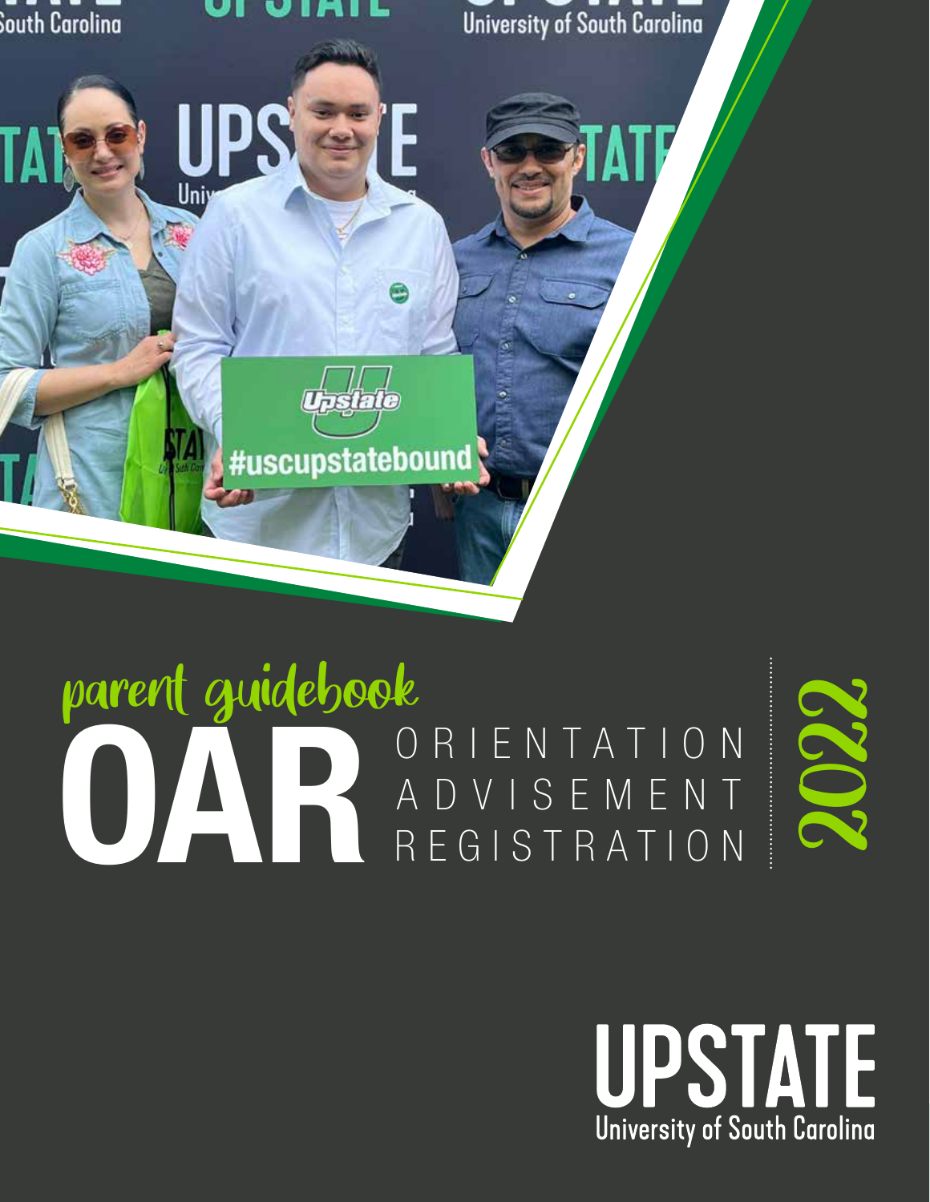parent guidebook

# OAR

ORIENTATION
ADVISEMENT
REGISTRATION

2022

UPSTATE
University of South Carolina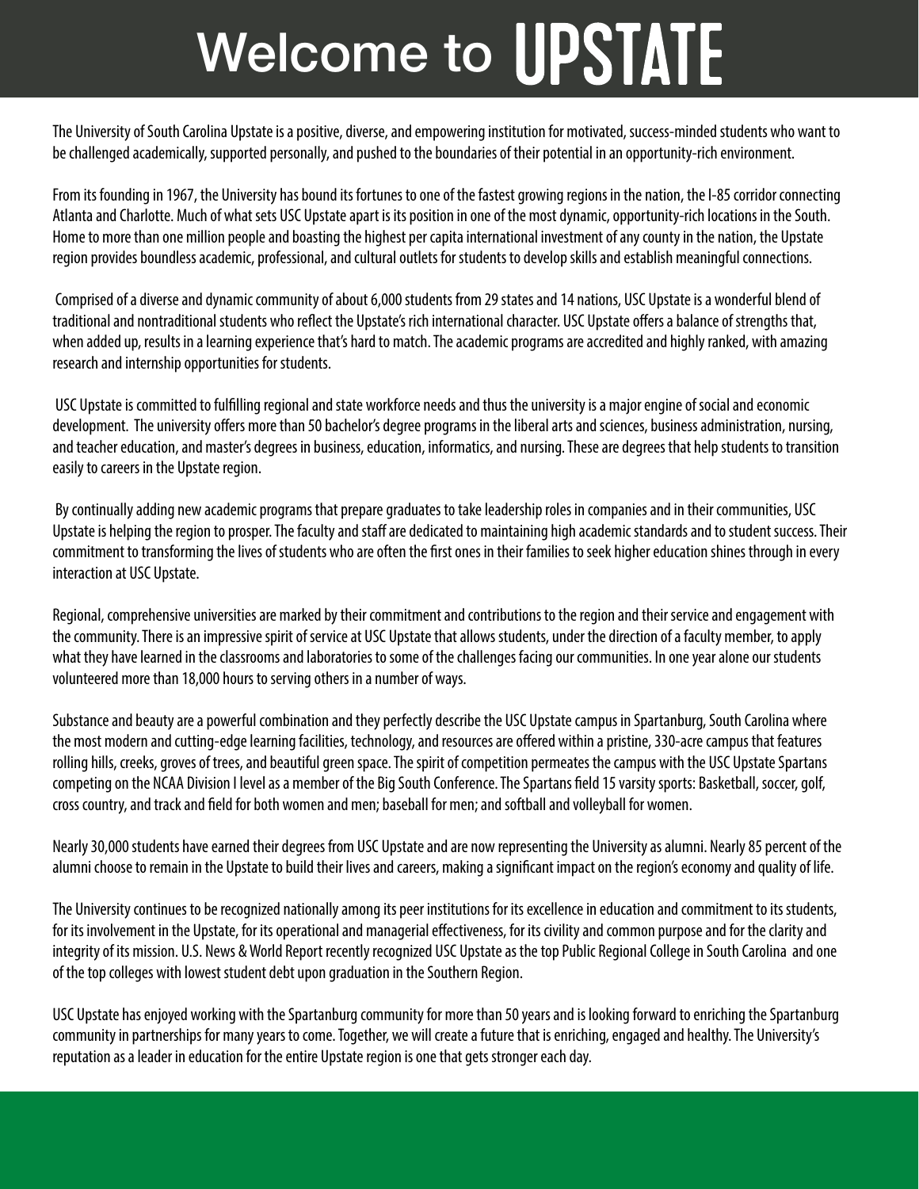# Welcome to UPSTATE

The University of South Carolina Upstate is a positive, diverse, and empowering institution for motivated, success-minded students who want to be challenged academically, supported personally, and pushed to the boundaries of their potential in an opportunity-rich environment.

From its founding in 1967, the University has bound its fortunes to one of the fastest growing regions in the nation, the I-85 corridor connecting Atlanta and Charlotte. Much of what sets USC Upstate apart is its position in one of the most dynamic, opportunity-rich locations in the South. Home to more than one million people and boasting the highest per capita international investment of any county in the nation, the Upstate region provides boundless academic, professional, and cultural outlets for students to develop skills and establish meaningful connections.

Comprised of a diverse and dynamic community of about 6,000 students from 29 states and 14 nations, USC Upstate is a wonderful blend of traditional and nontraditional students who reflect the Upstate's rich international character. USC Upstate offers a balance of strengths that, when added up, results in a learning experience that's hard to match. The academic programs are accredited and highly ranked, with amazing research and internship opportunities for students.

USC Upstate is committed to fulfilling regional and state workforce needs and thus the university is a major engine of social and economic development. The university offers more than 50 bachelor's degree programs in the liberal arts and sciences, business administration, nursing, and teacher education, and master's degrees in business, education, informatics, and nursing. These are degrees that help students to transition easily to careers in the Upstate region.

By continually adding new academic programs that prepare graduates to take leadership roles in companies and in their communities, USC Upstate is helping the region to prosper. The faculty and staff are dedicated to maintaining high academic standards and to student success. Their commitment to transforming the lives of students who are often the first ones in their families to seek higher education shines through in every interaction at USC Upstate.

Regional, comprehensive universities are marked by their commitment and contributions to the region and their service and engagement with the community. There is an impressive spirit of service at USC Upstate that allows students, under the direction of a faculty member, to apply what they have learned in the classrooms and laboratories to some of the challenges facing our communities. In one year alone our students volunteered more than 18,000 hours to serving others in a number of ways.

Substance and beauty are a powerful combination and they perfectly describe the USC Upstate campus in Spartanburg, South Carolina where the most modern and cutting-edge learning facilities, technology, and resources are offered within a pristine, 330-acre campus that features rolling hills, creeks, groves of trees, and beautiful green space. The spirit of competition permeates the campus with the USC Upstate Spartans competing on the NCAA Division I level as a member of the Big South Conference. The Spartans field 15 varsity sports: Basketball, soccer, golf, cross country, and track and field for both women and men; baseball for men; and softball and volleyball for women.

Nearly 30,000 students have earned their degrees from USC Upstate and are now representing the University as alumni. Nearly 85 percent of the alumni choose to remain in the Upstate to build their lives and careers, making a significant impact on the region's economy and quality of life.

The University continues to be recognized nationally among its peer institutions for its excellence in education and commitment to its students, for its involvement in the Upstate, for its operational and managerial effectiveness, for its civility and common purpose and for the clarity and integrity of its mission. U.S. News & World Report recently recognized USC Upstate as the top Public Regional College in South Carolina and one of the top colleges with lowest student debt upon graduation in the Southern Region.

USC Upstate has enjoyed working with the Spartanburg community for more than 50 years and is looking forward to enriching the Spartanburg community in partnerships for many years to come. Together, we will create a future that is enriching, engaged and healthy. The University's reputation as a leader in education for the entire Upstate region is one that gets stronger each day.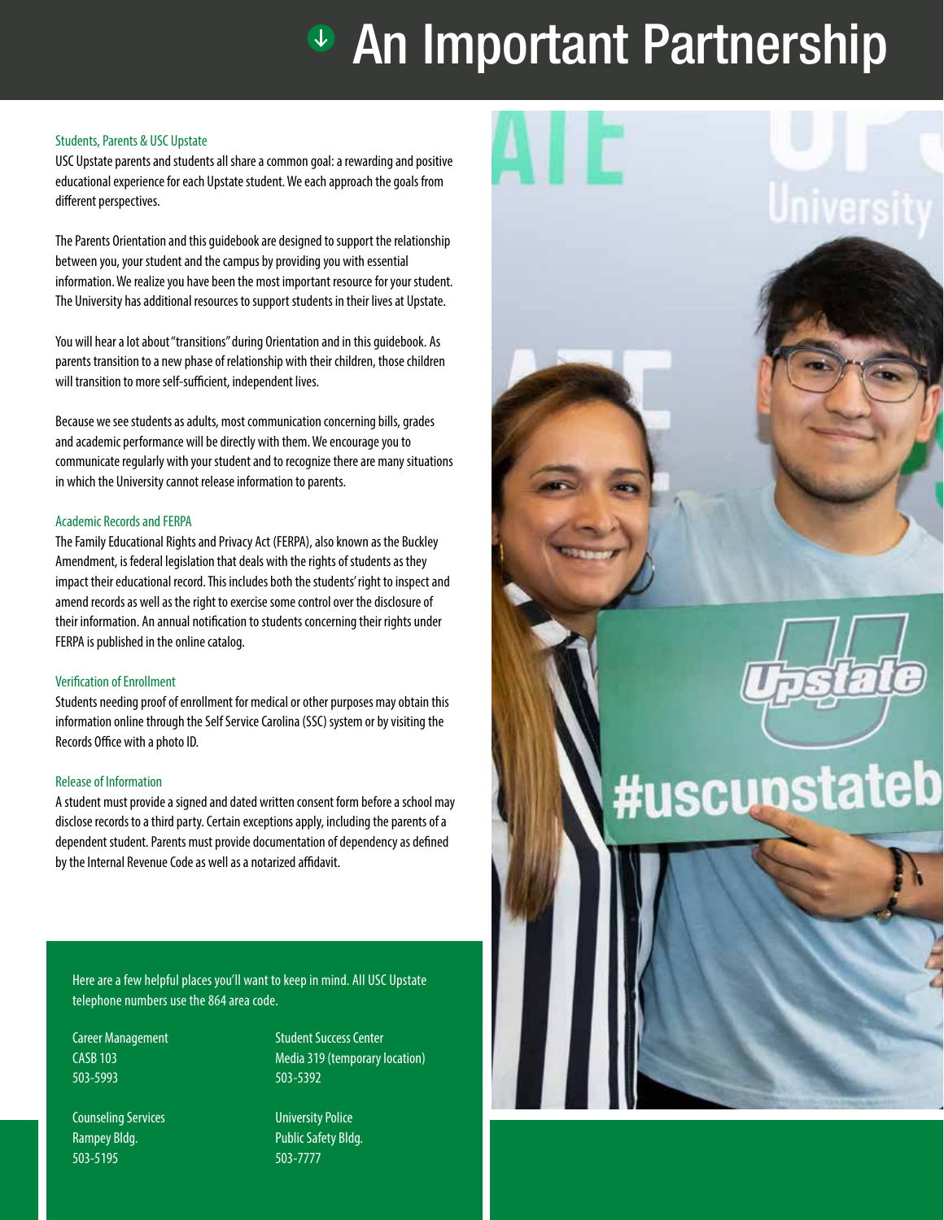# An Important Partnership

### Students, Parents & USC Upstate

USC Upstate parents and students all share a common goal: a rewarding and positive educational experience for each Upstate student. We each approach the goals from different perspectives.

The Parents Orientation and this guidebook are designed to support the relationship between you, your student and the campus by providing you with essential information. We realize you have been the most important resource for your student. The University has additional resources to support students in their lives at Upstate.

You will hear a lot about "transitions" during Orientation and in this guidebook. As parents transition to a new phase of relationship with their children, those children will transition to more self-sufficient, independent lives.

Because we see students as adults, most communication concerning bills, grades and academic performance will be directly with them. We encourage you to communicate regularly with your student and to recognize there are many situations in which the University cannot release information to parents.

### Academic Records and FERPA

The Family Educational Rights and Privacy Act (FERPA), also known as the Buckley Amendment, is federal legislation that deals with the rights of students as they impact their educational record. This includes both the students' right to inspect and amend records as well as the right to exercise some control over the disclosure of their information. An annual notification to students concerning their rights under FERPA is published in the online catalog.

### Verification of Enrollment

Students needing proof of enrollment for medical or other purposes may obtain this information online through the Self Service Carolina (SSC) system or by visiting the Records Office with a photo ID.

### Release of Information

A student must provide a signed and dated written consent form before a school may disclose records to a third party. Certain exceptions apply, including the parents of a dependent student. Parents must provide documentation of dependency as defined by the Internal Revenue Code as well as a notarized affidavit.

Here are a few helpful places you'll want to keep in mind. All USC Upstate telephone numbers use the 864 area code.

Career Management
CASB 103
503-5993

Counseling Services
Rampey Bldg.
503-5195

Student Success Center
Media 319 (temporary location)
503-5392

University Police
Public Safety Bldg.
503-7777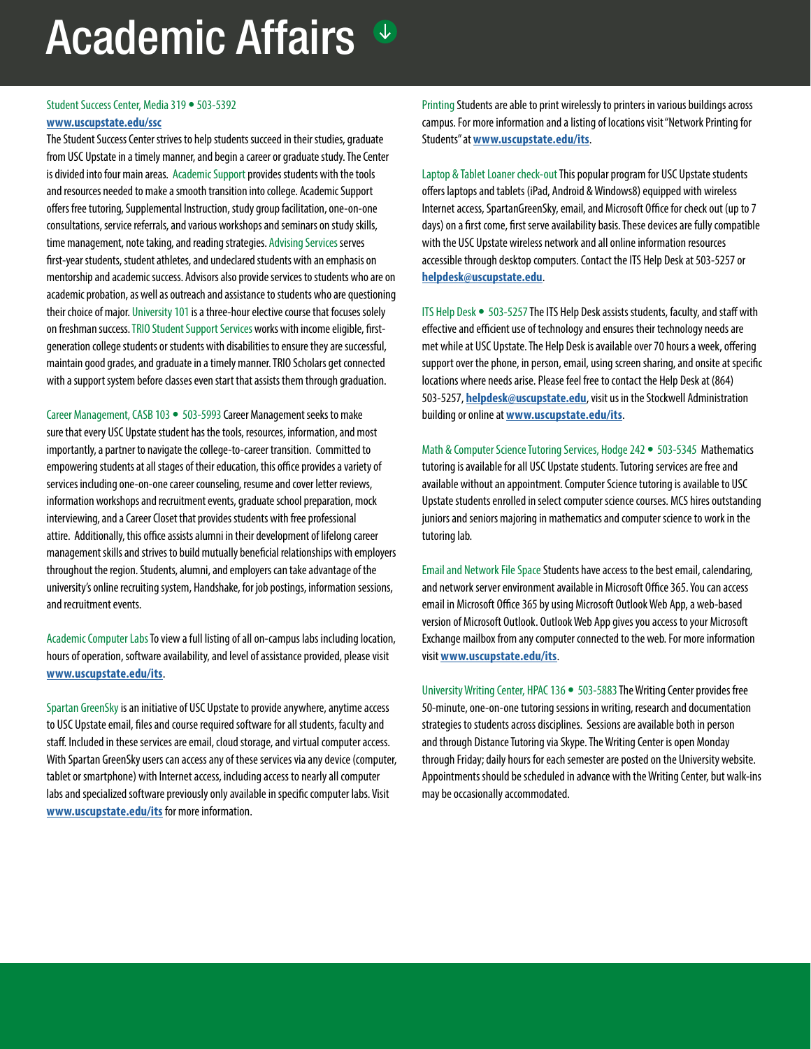# Academic Affairs

Student Success Center, Media 319 • 503-5392
**www.uscupstate.edu/ssc**
The Student Success Center strives to help students succeed in their studies, graduate from USC Upstate in a timely manner, and begin a career or graduate study. The Center is divided into four main areas. Academic Support provides students with the tools and resources needed to make a smooth transition into college. Academic Support offers free tutoring, Supplemental Instruction, study group facilitation, one-on-one consultations, service referrals, and various workshops and seminars on study skills, time management, note taking, and reading strategies. Advising Services serves first-year students, student athletes, and undeclared students with an emphasis on mentorship and academic success. Advisors also provide services to students who are on academic probation, as well as outreach and assistance to students who are questioning their choice of major. University 101 is a three-hour elective course that focuses solely on freshman success. TRIO Student Support Services works with income eligible, first-generation college students or students with disabilities to ensure they are successful, maintain good grades, and graduate in a timely manner. TRIO Scholars get connected with a support system before classes even start that assists them through graduation.

Career Management, CASB 103 • 503-5993 Career Management seeks to make sure that every USC Upstate student has the tools, resources, information, and most importantly, a partner to navigate the college-to-career transition. Committed to empowering students at all stages of their education, this office provides a variety of services including one-on-one career counseling, resume and cover letter reviews, information workshops and recruitment events, graduate school preparation, mock interviewing, and a Career Closet that provides students with free professional attire. Additionally, this office assists alumni in their development of lifelong career management skills and strives to build mutually beneficial relationships with employers throughout the region. Students, alumni, and employers can take advantage of the university's online recruiting system, Handshake, for job postings, information sessions, and recruitment events.

Academic Computer Labs To view a full listing of all on-campus labs including location, hours of operation, software availability, and level of assistance provided, please visit **www.uscupstate.edu/its**.

Spartan GreenSky is an initiative of USC Upstate to provide anywhere, anytime access to USC Upstate email, files and course required software for all students, faculty and staff. Included in these services are email, cloud storage, and virtual computer access. With Spartan GreenSky users can access any of these services via any device (computer, tablet or smartphone) with Internet access, including access to nearly all computer labs and specialized software previously only available in specific computer labs. Visit **www.uscupstate.edu/its** for more information.

Printing Students are able to print wirelessly to printers in various buildings across campus. For more information and a listing of locations visit "Network Printing for Students" at **www.uscupstate.edu/its**.

Laptop & Tablet Loaner check-out This popular program for USC Upstate students offers laptops and tablets (iPad, Android & Windows8) equipped with wireless Internet access, SpartanGreenSky, email, and Microsoft Office for check out (up to 7 days) on a first come, first serve availability basis. These devices are fully compatible with the USC Upstate wireless network and all online information resources accessible through desktop computers. Contact the ITS Help Desk at 503-5257 or **helpdesk@uscupstate.edu**.

ITS Help Desk • 503-5257 The ITS Help Desk assists students, faculty, and staff with effective and efficient use of technology and ensures their technology needs are met while at USC Upstate. The Help Desk is available over 70 hours a week, offering support over the phone, in person, email, using screen sharing, and onsite at specific locations where needs arise. Please feel free to contact the Help Desk at (864) 503-5257, **helpdesk@uscupstate.edu**, visit us in the Stockwell Administration building or online at **www.uscupstate.edu/its**.

Math & Computer Science Tutoring Services, Hodge 242 • 503-5345 Mathematics tutoring is available for all USC Upstate students. Tutoring services are free and available without an appointment. Computer Science tutoring is available to USC Upstate students enrolled in select computer science courses. MCS hires outstanding juniors and seniors majoring in mathematics and computer science to work in the tutoring lab.

Email and Network File Space Students have access to the best email, calendaring, and network server environment available in Microsoft Office 365. You can access email in Microsoft Office 365 by using Microsoft Outlook Web App, a web-based version of Microsoft Outlook. Outlook Web App gives you access to your Microsoft Exchange mailbox from any computer connected to the web. For more information visit **www.uscupstate.edu/its**.

University Writing Center, HPAC 136 • 503-5883 The Writing Center provides free 50-minute, one-on-one tutoring sessions in writing, research and documentation strategies to students across disciplines. Sessions are available both in person and through Distance Tutoring via Skype. The Writing Center is open Monday through Friday; daily hours for each semester are posted on the University website. Appointments should be scheduled in advance with the Writing Center, but walk-ins may be occasionally accommodated.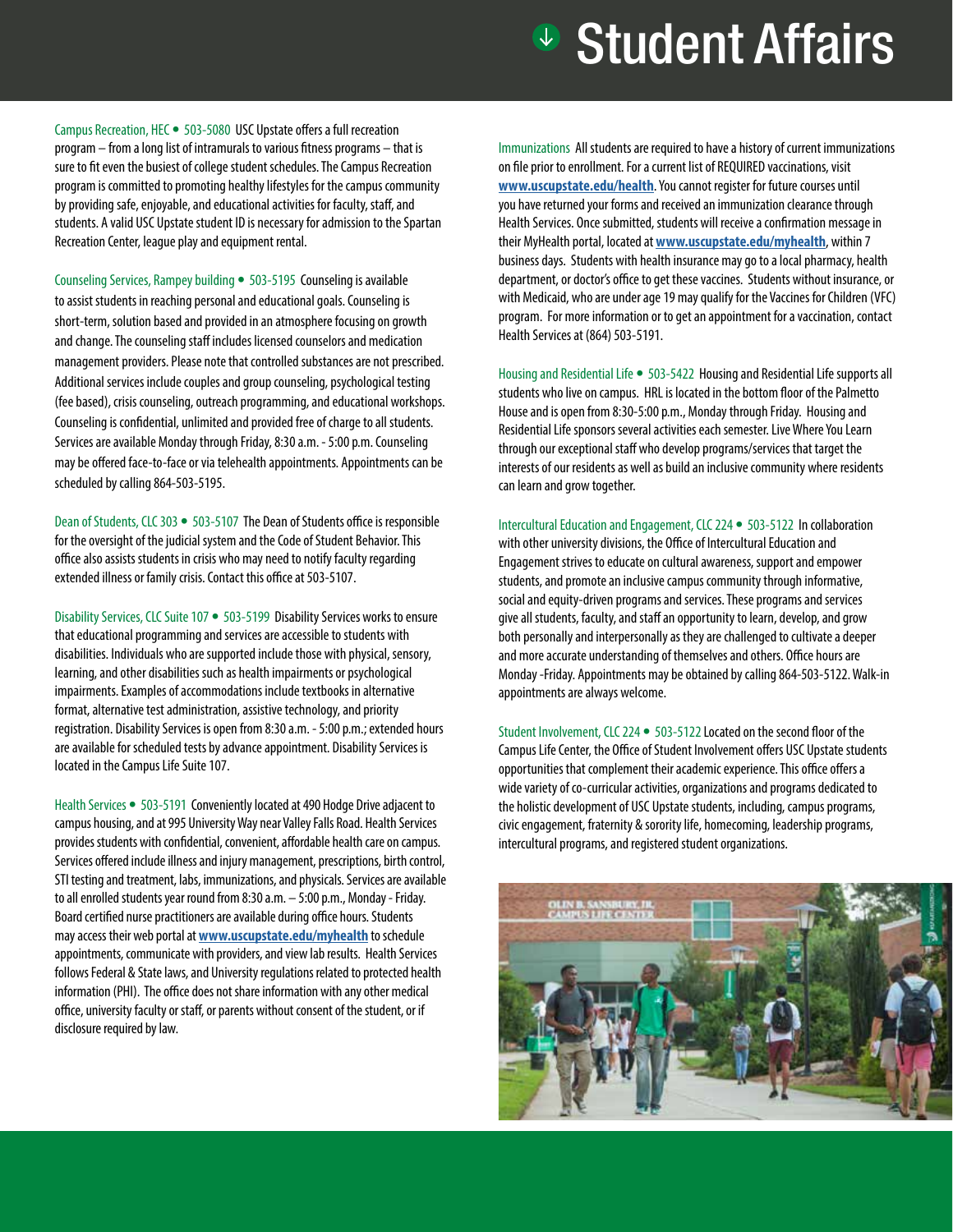# Student Affairs

Campus Recreation, HEC • 503-5080 USC Upstate offers a full recreation program – from a long list of intramurals to various fitness programs – that is sure to fit even the busiest of college student schedules. The Campus Recreation program is committed to promoting healthy lifestyles for the campus community by providing safe, enjoyable, and educational activities for faculty, staff, and students. A valid USC Upstate student ID is necessary for admission to the Spartan Recreation Center, league play and equipment rental.

Counseling Services, Rampey building • 503-5195 Counseling is available to assist students in reaching personal and educational goals. Counseling is short-term, solution based and provided in an atmosphere focusing on growth and change. The counseling staff includes licensed counselors and medication management providers. Please note that controlled substances are not prescribed. Additional services include couples and group counseling, psychological testing (fee based), crisis counseling, outreach programming, and educational workshops. Counseling is confidential, unlimited and provided free of charge to all students. Services are available Monday through Friday, 8:30 a.m. - 5:00 p.m. Counseling may be offered face-to-face or via telehealth appointments. Appointments can be scheduled by calling 864-503-5195.

Dean of Students, CLC 303 • 503-5107 The Dean of Students office is responsible for the oversight of the judicial system and the Code of Student Behavior. This office also assists students in crisis who may need to notify faculty regarding extended illness or family crisis. Contact this office at 503-5107.

Disability Services, CLC Suite 107 • 503-5199 Disability Services works to ensure that educational programming and services are accessible to students with disabilities. Individuals who are supported include those with physical, sensory, learning, and other disabilities such as health impairments or psychological impairments. Examples of accommodations include textbooks in alternative format, alternative test administration, assistive technology, and priority registration. Disability Services is open from 8:30 a.m. - 5:00 p.m.; extended hours are available for scheduled tests by advance appointment. Disability Services is located in the Campus Life Suite 107.

Health Services • 503-5191 Conveniently located at 490 Hodge Drive adjacent to campus housing, and at 995 University Way near Valley Falls Road. Health Services provides students with confidential, convenient, affordable health care on campus. Services offered include illness and injury management, prescriptions, birth control, STI testing and treatment, labs, immunizations, and physicals. Services are available to all enrolled students year round from 8:30 a.m. – 5:00 p.m., Monday - Friday. Board certified nurse practitioners are available during office hours. Students may access their web portal at **www.uscupstate.edu/myhealth** to schedule appointments, communicate with providers, and view lab results. Health Services follows Federal & State laws, and University regulations related to protected health information (PHI). The office does not share information with any other medical office, university faculty or staff, or parents without consent of the student, or if disclosure required by law.

Immunizations All students are required to have a history of current immunizations on file prior to enrollment. For a current list of REQUIRED vaccinations, visit **www.uscupstate.edu/health**. You cannot register for future courses until you have returned your forms and received an immunization clearance through Health Services. Once submitted, students will receive a confirmation message in their MyHealth portal, located at **www.uscupstate.edu/myhealth**, within 7 business days. Students with health insurance may go to a local pharmacy, health department, or doctor's office to get these vaccines. Students without insurance, or with Medicaid, who are under age 19 may qualify for the Vaccines for Children (VFC) program. For more information or to get an appointment for a vaccination, contact Health Services at (864) 503-5191.

Housing and Residential Life • 503-5422 Housing and Residential Life supports all students who live on campus. HRL is located in the bottom floor of the Palmetto House and is open from 8:30-5:00 p.m., Monday through Friday. Housing and Residential Life sponsors several activities each semester. Live Where You Learn through our exceptional staff who develop programs/services that target the interests of our residents as well as build an inclusive community where residents can learn and grow together.

Intercultural Education and Engagement, CLC 224 • 503-5122 In collaboration with other university divisions, the Office of Intercultural Education and Engagement strives to educate on cultural awareness, support and empower students, and promote an inclusive campus community through informative, social and equity-driven programs and services. These programs and services give all students, faculty, and staff an opportunity to learn, develop, and grow both personally and interpersonally as they are challenged to cultivate a deeper and more accurate understanding of themselves and others. Office hours are Monday -Friday. Appointments may be obtained by calling 864-503-5122. Walk-in appointments are always welcome.

Student Involvement, CLC 224 • 503-5122 Located on the second floor of the Campus Life Center, the Office of Student Involvement offers USC Upstate students opportunities that complement their academic experience. This office offers a wide variety of co-curricular activities, organizations and programs dedicated to the holistic development of USC Upstate students, including, campus programs, civic engagement, fraternity & sorority life, homecoming, leadership programs, intercultural programs, and registered student organizations.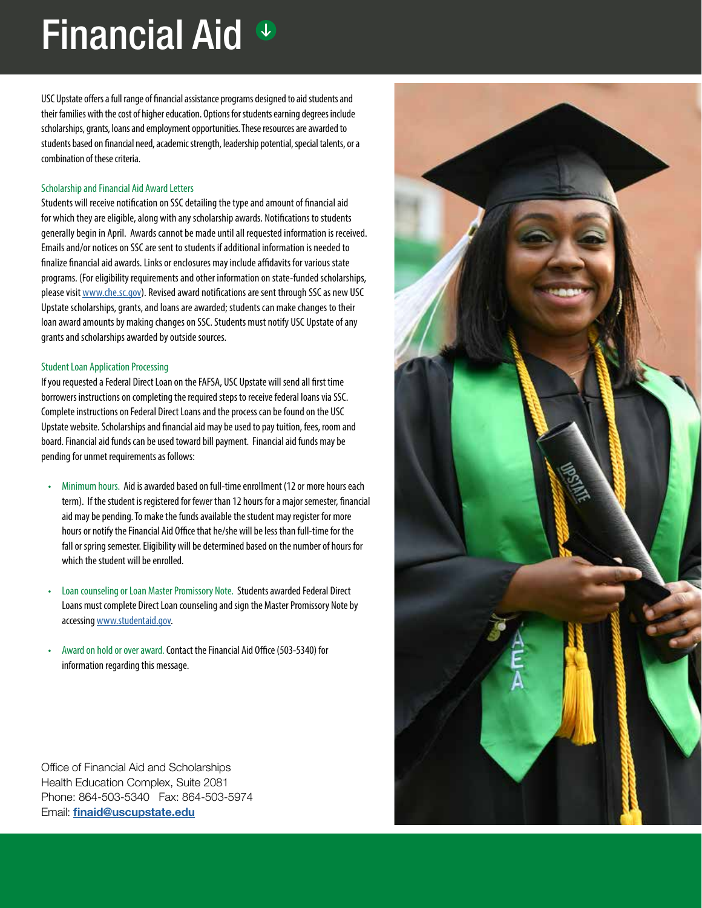# Financial Aid

USC Upstate offers a full range of financial assistance programs designed to aid students and their families with the cost of higher education. Options for students earning degrees include scholarships, grants, loans and employment opportunities. These resources are awarded to students based on financial need, academic strength, leadership potential, special talents, or a combination of these criteria.

### Scholarship and Financial Aid Award Letters

Students will receive notification on SSC detailing the type and amount of financial aid for which they are eligible, along with any scholarship awards. Notifications to students generally begin in April. Awards cannot be made until all requested information is received. Emails and/or notices on SSC are sent to students if additional information is needed to finalize financial aid awards. Links or enclosures may include affidavits for various state programs. (For eligibility requirements and other information on state-funded scholarships, please visit [www.che.sc.gov](http://www.che.sc.gov)). Revised award notifications are sent through SSC as new USC Upstate scholarships, grants, and loans are awarded; students can make changes to their loan award amounts by making changes on SSC. Students must notify USC Upstate of any grants and scholarships awarded by outside sources.

### Student Loan Application Processing

If you requested a Federal Direct Loan on the FAFSA, USC Upstate will send all first time borrowers instructions on completing the required steps to receive federal loans via SSC. Complete instructions on Federal Direct Loans and the process can be found on the USC Upstate website. Scholarships and financial aid may be used to pay tuition, fees, room and board. Financial aid funds can be used toward bill payment. Financial aid funds may be pending for unmet requirements as follows:

- Minimum hours. Aid is awarded based on full-time enrollment (12 or more hours each term). If the student is registered for fewer than 12 hours for a major semester, financial aid may be pending. To make the funds available the student may register for more hours or notify the Financial Aid Office that he/she will be less than full-time for the fall or spring semester. Eligibility will be determined based on the number of hours for which the student will be enrolled.

- Loan counseling or Loan Master Promissory Note. Students awarded Federal Direct Loans must complete Direct Loan counseling and sign the Master Promissory Note by accessing [www.studentaid.gov](http://www.studentaid.gov).

- Award on hold or over award. Contact the Financial Aid Office (503-5340) for information regarding this message.

Office of Financial Aid and Scholarships
Health Education Complex, Suite 2081
Phone: 864-503-5340 Fax: 864-503-5974
Email: **finaid@uscupstate.edu**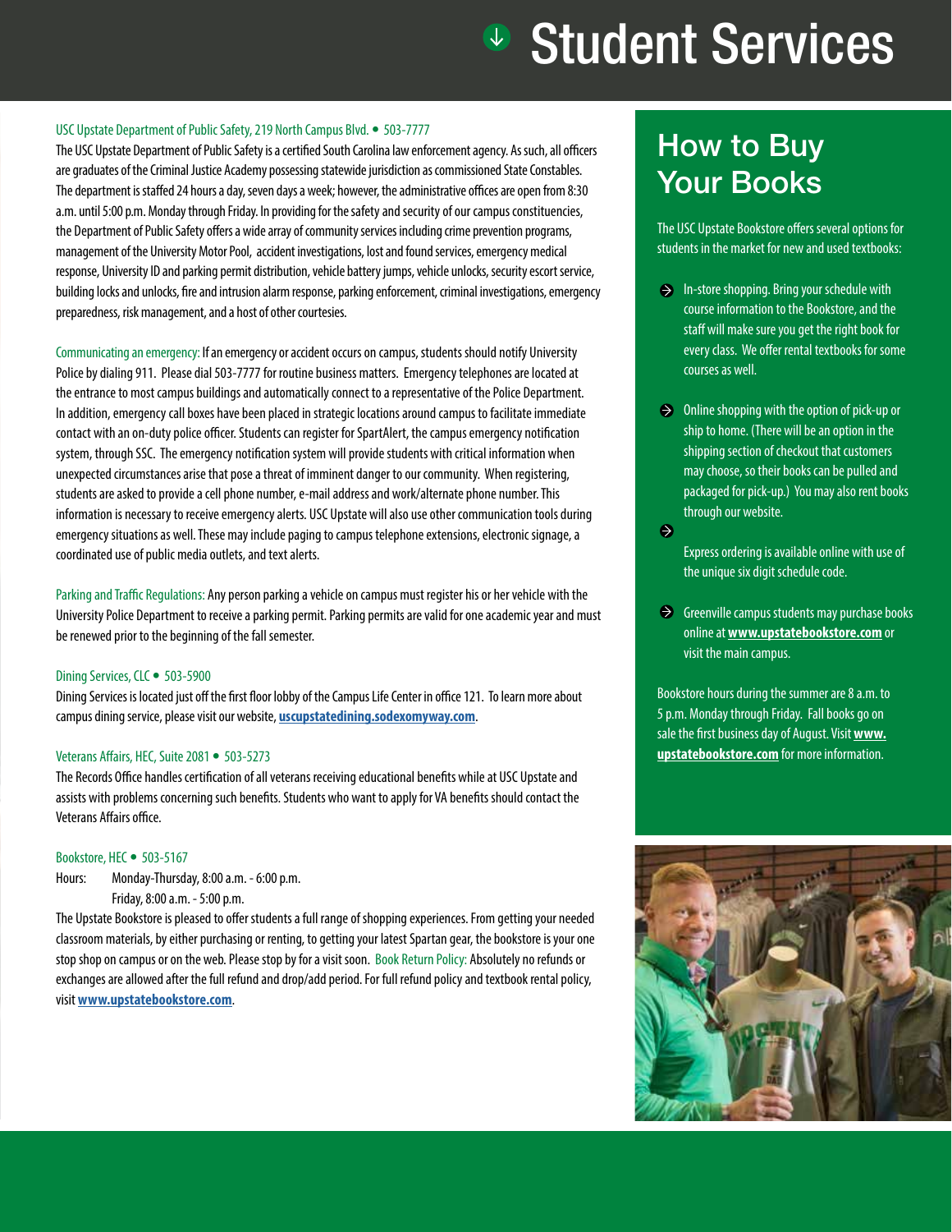# Student Services

USC Upstate Department of Public Safety, 219 North Campus Blvd. • 503-7777

The USC Upstate Department of Public Safety is a certified South Carolina law enforcement agency. As such, all officers are graduates of the Criminal Justice Academy possessing statewide jurisdiction as commissioned State Constables. The department is staffed 24 hours a day, seven days a week; however, the administrative offices are open from 8:30 a.m. until 5:00 p.m. Monday through Friday. In providing for the safety and security of our campus constituencies, the Department of Public Safety offers a wide array of community services including crime prevention programs, management of the University Motor Pool, accident investigations, lost and found services, emergency medical response, University ID and parking permit distribution, vehicle battery jumps, vehicle unlocks, security escort service, building locks and unlocks, fire and intrusion alarm response, parking enforcement, criminal investigations, emergency preparedness, risk management, and a host of other courtesies.

Communicating an emergency: If an emergency or accident occurs on campus, students should notify University Police by dialing 911. Please dial 503-7777 for routine business matters. Emergency telephones are located at the entrance to most campus buildings and automatically connect to a representative of the Police Department. In addition, emergency call boxes have been placed in strategic locations around campus to facilitate immediate contact with an on-duty police officer. Students can register for SpartAlert, the campus emergency notification system, through SSC. The emergency notification system will provide students with critical information when unexpected circumstances arise that pose a threat of imminent danger to our community. When registering, students are asked to provide a cell phone number, e-mail address and work/alternate phone number. This information is necessary to receive emergency alerts. USC Upstate will also use other communication tools during emergency situations as well. These may include paging to campus telephone extensions, electronic signage, a coordinated use of public media outlets, and text alerts.

Parking and Traffic Regulations: Any person parking a vehicle on campus must register his or her vehicle with the University Police Department to receive a parking permit. Parking permits are valid for one academic year and must be renewed prior to the beginning of the fall semester.

Dining Services, CLC • 503-5900

Dining Services is located just off the first floor lobby of the Campus Life Center in office 121. To learn more about campus dining service, please visit our website, **uscupstatedining.sodexomyway.com**.

Veterans Affairs, HEC, Suite 2081 • 503-5273

The Records Office handles certification of all veterans receiving educational benefits while at USC Upstate and assists with problems concerning such benefits. Students who want to apply for VA benefits should contact the Veterans Affairs office.

Bookstore, HEC • 503-5167

Hours: Monday-Thursday, 8:00 a.m. - 6:00 p.m.
Friday, 8:00 a.m. - 5:00 p.m.

The Upstate Bookstore is pleased to offer students a full range of shopping experiences. From getting your needed classroom materials, by either purchasing or renting, to getting your latest Spartan gear, the bookstore is your one stop shop on campus or on the web. Please stop by for a visit soon. Book Return Policy: Absolutely no refunds or exchanges are allowed after the full refund and drop/add period. For full refund policy and textbook rental policy, visit **www.upstatebookstore.com**.

## How to Buy Your Books

The USC Upstate Bookstore offers several options for students in the market for new and used textbooks:

- In-store shopping. Bring your schedule with course information to the Bookstore, and the staff will make sure you get the right book for every class. We offer rental textbooks for some courses as well.
- Online shopping with the option of pick-up or ship to home. (There will be an option in the shipping section of checkout that customers may choose, so their books can be pulled and packaged for pick-up.) You may also rent books through our website.
- Express ordering is available online with use of the unique six digit schedule code.
- Greenville campus students may purchase books online at **www.upstatebookstore.com** or visit the main campus.

Bookstore hours during the summer are 8 a.m. to 5 p.m. Monday through Friday. Fall books go on sale the first business day of August. Visit **www.upstatebookstore.com** for more information.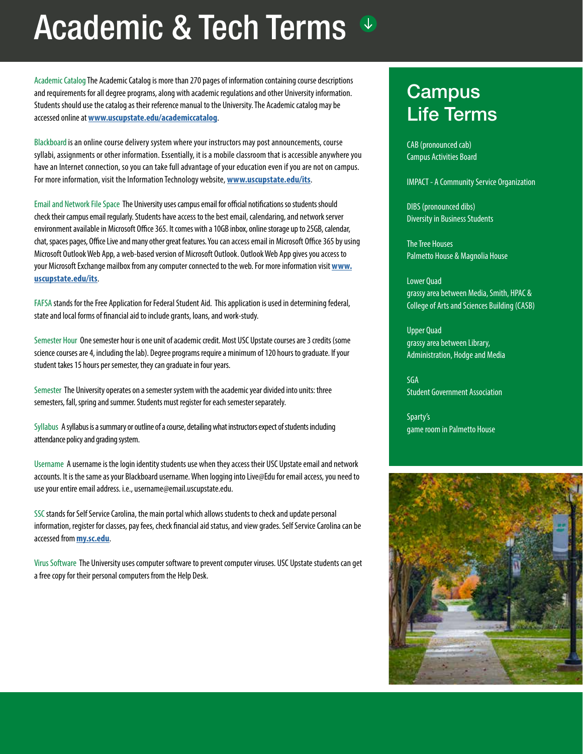# Academic & Tech Terms

**Academic Catalog** The Academic Catalog is more than 270 pages of information containing course descriptions and requirements for all degree programs, along with academic regulations and other University information. Students should use the catalog as their reference manual to the University. The Academic catalog may be accessed online at **www.uscupstate.edu/academiccatalog**.

**Blackboard** is an online course delivery system where your instructors may post announcements, course syllabi, assignments or other information. Essentially, it is a mobile classroom that is accessible anywhere you have an Internet connection, so you can take full advantage of your education even if you are not on campus. For more information, visit the Information Technology website, **www.uscupstate.edu/its**.

**Email and Network File Space** The University uses campus email for official notifications so students should check their campus email regularly. Students have access to the best email, calendaring, and network server environment available in Microsoft Office 365. It comes with a 10GB inbox, online storage up to 25GB, calendar, chat, spaces pages, Office Live and many other great features. You can access email in Microsoft Office 365 by using Microsoft Outlook Web App, a web-based version of Microsoft Outlook. Outlook Web App gives you access to your Microsoft Exchange mailbox from any computer connected to the web. For more information visit **www.uscupstate.edu/its**.

**FAFSA** stands for the Free Application for Federal Student Aid. This application is used in determining federal, state and local forms of financial aid to include grants, loans, and work-study.

**Semester Hour** One semester hour is one unit of academic credit. Most USC Upstate courses are 3 credits (some science courses are 4, including the lab). Degree programs require a minimum of 120 hours to graduate. If your student takes 15 hours per semester, they can graduate in four years.

**Semester** The University operates on a semester system with the academic year divided into units: three semesters, fall, spring and summer. Students must register for each semester separately.

**Syllabus** A syllabus is a summary or outline of a course, detailing what instructors expect of students including attendance policy and grading system.

**Username** A username is the login identity students use when they access their USC Upstate email and network accounts. It is the same as your Blackboard username. When logging into Live@Edu for email access, you need to use your entire email address. i.e., username@email.uscupstate.edu.

**SSC** stands for Self Service Carolina, the main portal which allows students to check and update personal information, register for classes, pay fees, check financial aid status, and view grades. Self Service Carolina can be accessed from **my.sc.edu**.

**Virus Software** The University uses computer software to prevent computer viruses. USC Upstate students can get a free copy for their personal computers from the Help Desk.

## Campus Life Terms

CAB (pronounced cab)
Campus Activities Board

IMPACT - A Community Service Organization

DIBS (pronounced dibs)
Diversity in Business Students

The Tree Houses
Palmetto House & Magnolia House

Lower Quad
grassy area between Media, Smith, HPAC & College of Arts and Sciences Building (CASB)

Upper Quad
grassy area between Library, Administration, Hodge and Media

SGA
Student Government Association

Sparty's
game room in Palmetto House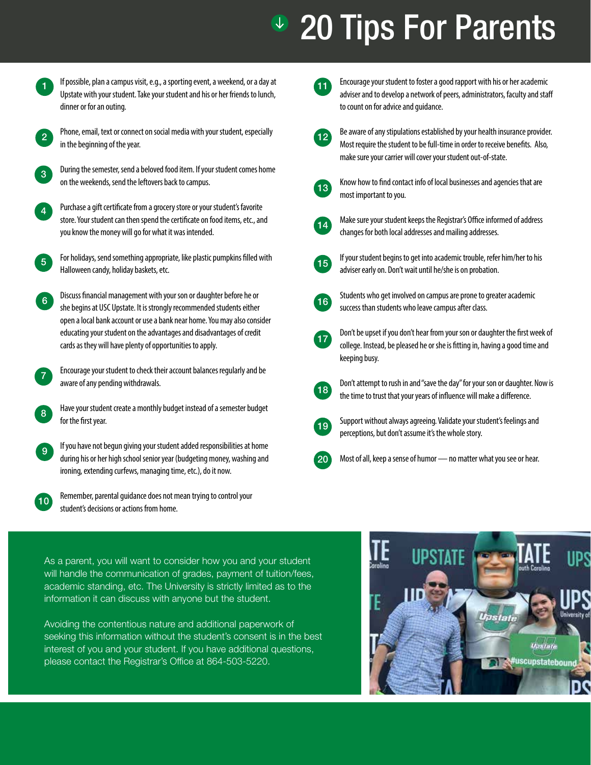# 20 Tips For Parents

1. If possible, plan a campus visit, e.g., a sporting event, a weekend, or a day at Upstate with your student. Take your student and his or her friends to lunch, dinner or for an outing.
2. Phone, email, text or connect on social media with your student, especially in the beginning of the year.
3. During the semester, send a beloved food item. If your student comes home on the weekends, send the leftovers back to campus.
4. Purchase a gift certificate from a grocery store or your student's favorite store. Your student can then spend the certificate on food items, etc., and you know the money will go for what it was intended.
5. For holidays, send something appropriate, like plastic pumpkins filled with Halloween candy, holiday baskets, etc.
6. Discuss financial management with your son or daughter before he or she begins at USC Upstate. It is strongly recommended students either open a local bank account or use a bank near home. You may also consider educating your student on the advantages and disadvantages of credit cards as they will have plenty of opportunities to apply.
7. Encourage your student to check their account balances regularly and be aware of any pending withdrawals.
8. Have your student create a monthly budget instead of a semester budget for the first year.
9. If you have not begun giving your student added responsibilities at home during his or her high school senior year (budgeting money, washing and ironing, extending curfews, managing time, etc.), do it now.
10. Remember, parental guidance does not mean trying to control your student's decisions or actions from home.
11. Encourage your student to foster a good rapport with his or her academic adviser and to develop a network of peers, administrators, faculty and staff to count on for advice and guidance.
12. Be aware of any stipulations established by your health insurance provider. Most require the student to be full-time in order to receive benefits. Also, make sure your carrier will cover your student out-of-state.
13. Know how to find contact info of local businesses and agencies that are most important to you.
14. Make sure your student keeps the Registrar's Office informed of address changes for both local addresses and mailing addresses.
15. If your student begins to get into academic trouble, refer him/her to his adviser early on. Don't wait until he/she is on probation.
16. Students who get involved on campus are prone to greater academic success than students who leave campus after class.
17. Don't be upset if you don't hear from your son or daughter the first week of college. Instead, be pleased he or she is fitting in, having a good time and keeping busy.
18. Don't attempt to rush in and "save the day" for your son or daughter. Now is the time to trust that your years of influence will make a difference.
19. Support without always agreeing. Validate your student's feelings and perceptions, but don't assume it's the whole story.
20. Most of all, keep a sense of humor — no matter what you see or hear.

As a parent, you will want to consider how you and your student will handle the communication of grades, payment of tuition/fees, academic standing, etc. The University is strictly limited as to the information it can discuss with anyone but the student.

Avoiding the contentious nature and additional paperwork of seeking this information without the student's consent is in the best interest of you and your student. If you have additional questions, please contact the Registrar's Office at 864-503-5220.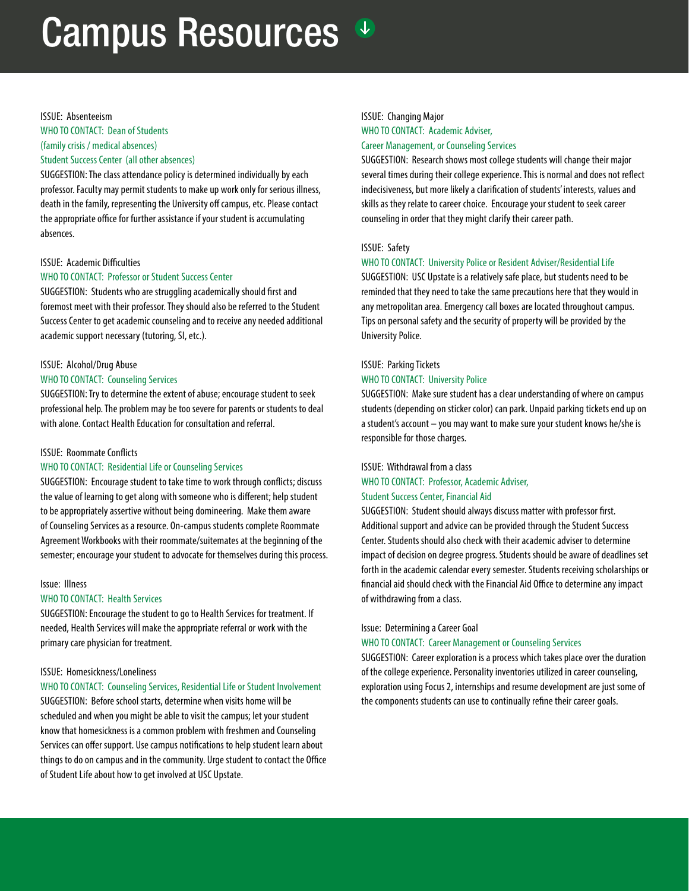# Campus Resources

ISSUE: Absenteeism
WHO TO CONTACT: Dean of Students
(family crisis / medical absences)
Student Success Center (all other absences)
SUGGESTION: The class attendance policy is determined individually by each professor. Faculty may permit students to make up work only for serious illness, death in the family, representing the University off campus, etc. Please contact the appropriate office for further assistance if your student is accumulating absences.

ISSUE: Academic Difficulties
WHO TO CONTACT: Professor or Student Success Center
SUGGESTION: Students who are struggling academically should first and foremost meet with their professor. They should also be referred to the Student Success Center to get academic counseling and to receive any needed additional academic support necessary (tutoring, SI, etc.).

ISSUE: Alcohol/Drug Abuse
WHO TO CONTACT: Counseling Services
SUGGESTION: Try to determine the extent of abuse; encourage student to seek professional help. The problem may be too severe for parents or students to deal with alone. Contact Health Education for consultation and referral.

ISSUE: Roommate Conflicts
WHO TO CONTACT: Residential Life or Counseling Services
SUGGESTION: Encourage student to take time to work through conflicts; discuss the value of learning to get along with someone who is different; help student to be appropriately assertive without being domineering. Make them aware of Counseling Services as a resource. On-campus students complete Roommate Agreement Workbooks with their roommate/suitemates at the beginning of the semester; encourage your student to advocate for themselves during this process.

Issue: Illness
WHO TO CONTACT: Health Services
SUGGESTION: Encourage the student to go to Health Services for treatment. If needed, Health Services will make the appropriate referral or work with the primary care physician for treatment.

ISSUE: Homesickness/Loneliness
WHO TO CONTACT: Counseling Services, Residential Life or Student Involvement
SUGGESTION: Before school starts, determine when visits home will be scheduled and when you might be able to visit the campus; let your student know that homesickness is a common problem with freshmen and Counseling Services can offer support. Use campus notifications to help student learn about things to do on campus and in the community. Urge student to contact the Office of Student Life about how to get involved at USC Upstate.

ISSUE: Changing Major
WHO TO CONTACT: Academic Adviser,
Career Management, or Counseling Services
SUGGESTION: Research shows most college students will change their major several times during their college experience. This is normal and does not reflect indecisiveness, but more likely a clarification of students' interests, values and skills as they relate to career choice. Encourage your student to seek career counseling in order that they might clarify their career path.

ISSUE: Safety
WHO TO CONTACT: University Police or Resident Adviser/Residential Life
SUGGESTION: USC Upstate is a relatively safe place, but students need to be reminded that they need to take the same precautions here that they would in any metropolitan area. Emergency call boxes are located throughout campus. Tips on personal safety and the security of property will be provided by the University Police.

ISSUE: Parking Tickets
WHO TO CONTACT: University Police
SUGGESTION: Make sure student has a clear understanding of where on campus students (depending on sticker color) can park. Unpaid parking tickets end up on a student's account – you may want to make sure your student knows he/she is responsible for those charges.

ISSUE: Withdrawal from a class
WHO TO CONTACT: Professor, Academic Adviser,
Student Success Center, Financial Aid
SUGGESTION: Student should always discuss matter with professor first. Additional support and advice can be provided through the Student Success Center. Students should also check with their academic adviser to determine impact of decision on degree progress. Students should be aware of deadlines set forth in the academic calendar every semester. Students receiving scholarships or financial aid should check with the Financial Aid Office to determine any impact of withdrawing from a class.

Issue: Determining a Career Goal
WHO TO CONTACT: Career Management or Counseling Services
SUGGESTION: Career exploration is a process which takes place over the duration of the college experience. Personality inventories utilized in career counseling, exploration using Focus 2, internships and resume development are just some of the components students can use to continually refine their career goals.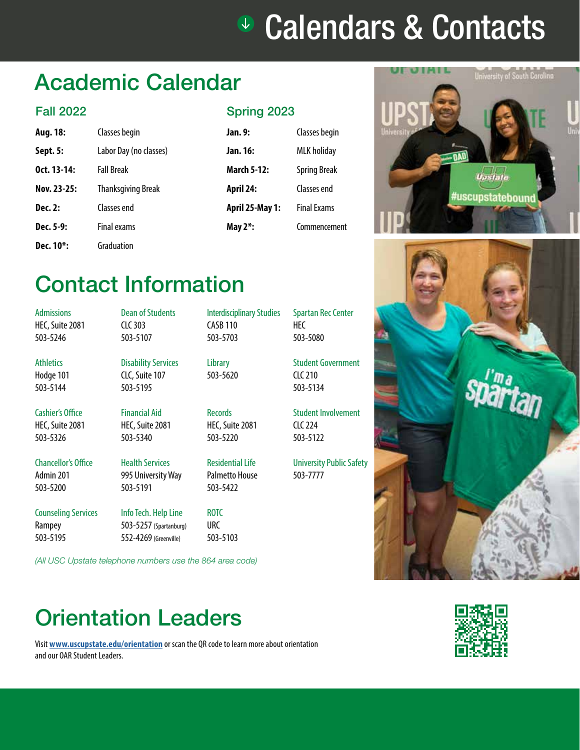# Calendars & Contacts

## Academic Calendar

### Fall 2022

| | |
|---|---|
| **Aug. 18:** | Classes begin |
| **Sept. 5:** | Labor Day (no classes) |
| **Oct. 13-14:** | Fall Break |
| **Nov. 23-25:** | Thanksgiving Break |
| **Dec. 2:** | Classes end |
| **Dec. 5-9:** | Final exams |
| **Dec. 10*:** | Graduation |

### Spring 2023

| | |
|---|---|
| **Jan. 9:** | Classes begin |
| **Jan. 16:** | MLK holiday |
| **March 5-12:** | Spring Break |
| **April 24:** | Classes end |
| **April 25-May 1:** | Final Exams |
| **May 2*:** | Commencement |

## Contact Information

**Admissions**
HEC, Suite 2081
503-5246

**Athletics**
Hodge 101
503-5144

**Cashier's Office**
HEC, Suite 2081
503-5326

**Chancellor's Office**
Admin 201
503-5200

**Counseling Services**
Rampey
503-5195

**Dean of Students**
CLC 303
503-5107

**Disability Services**
CLC, Suite 107
503-5195

**Financial Aid**
HEC, Suite 2081
503-5340

**Health Services**
995 University Way
503-5191

**Info Tech. Help Line**
503-5257 (Spartanburg)
552-4269 (Greenville)

**Interdisciplinary Studies**
CASB 110
503-5703

**Library**
503-5620

**Records**
HEC, Suite 2081
503-5220

**Residential Life**
Palmetto House
503-5422

**ROTC**
URC
503-5103

**Spartan Rec Center**
HEC
503-5080

**Student Government**
CLC 210
503-5134

**Student Involvement**
CLC 224
503-5122

**University Public Safety**
503-7777

*(All USC Upstate telephone numbers use the 864 area code)*

## Orientation Leaders

Visit **www.uscupstate.edu/orientation** or scan the QR code to learn more about orientation and our OAR Student Leaders.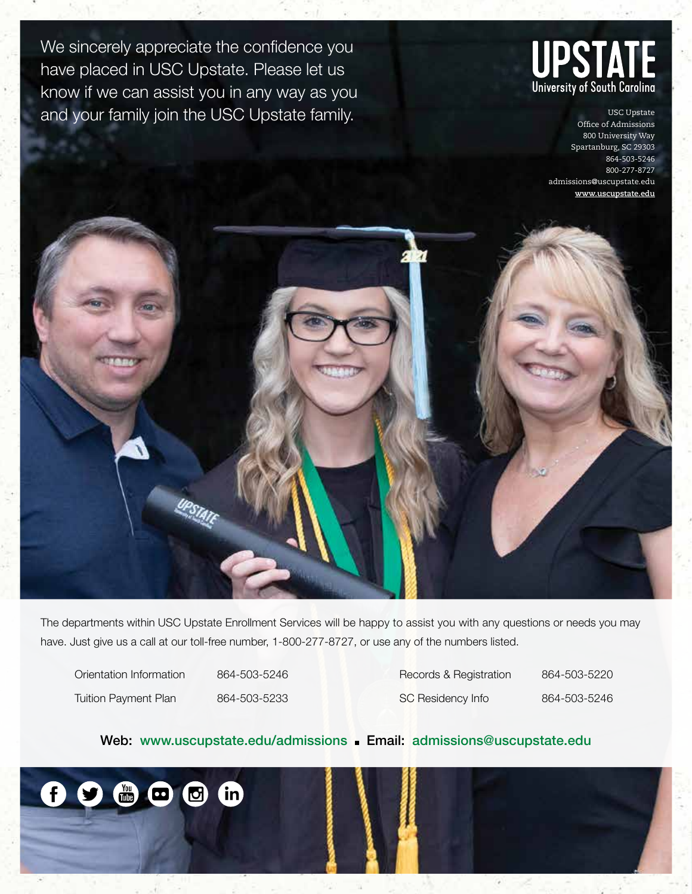We sincerely appreciate the confidence you have placed in USC Upstate. Please let us know if we can assist you in any way as you and your family join the USC Upstate family.

UPSTATE
University of South Carolina

USC Upstate
Office of Admissions
800 University Way
Spartanburg, SC 29303
864-503-5246
800-277-8727
admissions@uscupstate.edu
www.uscupstate.edu

The departments within USC Upstate Enrollment Services will be happy to assist you with any questions or needs you may have. Just give us a call at our toll-free number, 1-800-277-8727, or use any of the numbers listed.

| | | | |
|---|---|---|---|
| Orientation Information | 864-503-5246 | Records & Registration | 864-503-5220 |
| Tuition Payment Plan | 864-503-5233 | SC Residency Info | 864-503-5246 |

**Web:** www.uscupstate.edu/admissions ▪ **Email:** admissions@uscupstate.edu